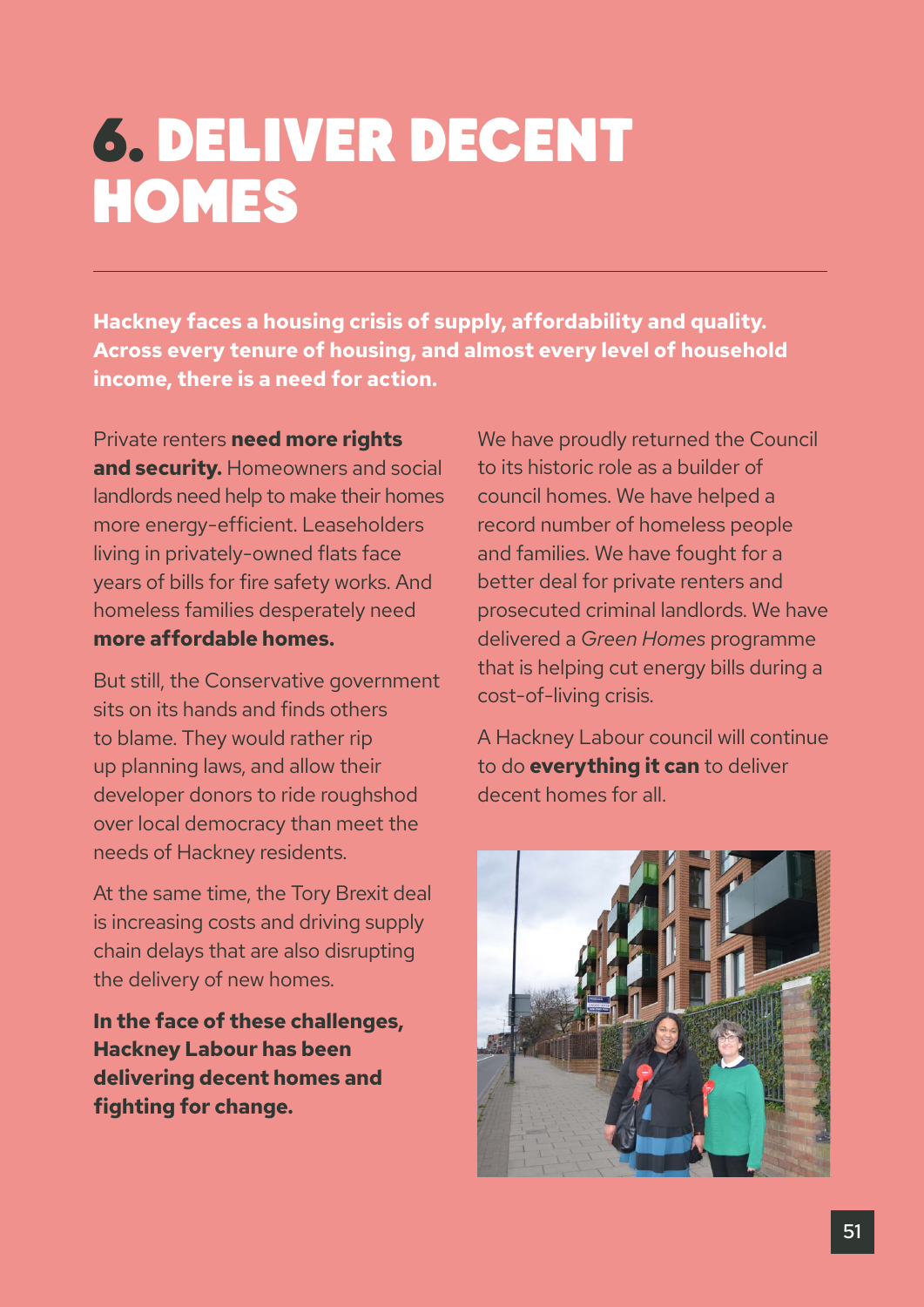# 6. DELIVER DECENT HOMES

**Hackney faces a housing crisis of supply, affordability and quality. Across every tenure of housing, and almost every level of household income, there is a need for action.**

Private renters **need more rights and security.** Homeowners and social landlords need help to make their homes more energy-efficient. Leaseholders living in privately-owned flats face years of bills for fire safety works. And homeless families desperately need **more affordable homes.**

But still, the Conservative government sits on its hands and finds others to blame. They would rather rip up planning laws, and allow their developer donors to ride roughshod over local democracy than meet the needs of Hackney residents.

At the same time, the Tory Brexit deal is increasing costs and driving supply chain delays that are also disrupting the delivery of new homes.

**In the face of these challenges, Hackney Labour has been delivering decent homes and fighting for change.**

We have proudly returned the Council to its historic role as a builder of council homes. We have helped a record number of homeless people and families. We have fought for a better deal for private renters and prosecuted criminal landlords. We have delivered a *Green Homes* programme that is helping cut energy bills during a cost-of-living crisis.

A Hackney Labour council will continue to do **everything it can** to deliver decent homes for all.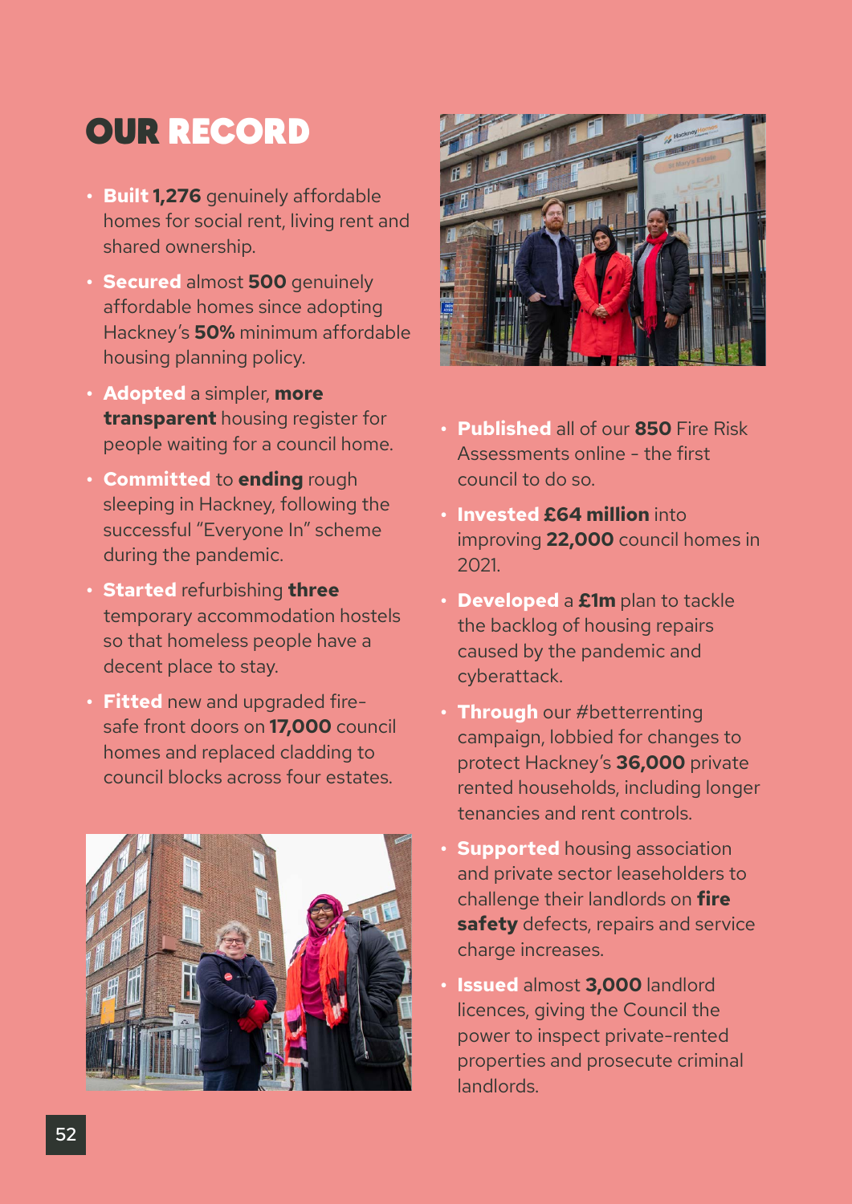# OUR RECORD

- **Built 1,276** genuinely affordable homes for social rent, living rent and shared ownership.
- **Secured** almost **500** genuinely affordable homes since adopting Hackney's **50%** minimum affordable housing planning policy.
- **Adopted** a simpler, **more transparent** housing register for people waiting for a council home.
- **Committed** to **ending** rough sleeping in Hackney, following the successful "Everyone In" scheme during the pandemic.
- **Started** refurbishing **three** temporary accommodation hostels so that homeless people have a decent place to stay.
- **Fitted** new and upgraded fire-safe front doors on **17,000** council homes and replaced cladding to council blocks across four estates.
- **Published** all of our **850** Fire Risk Assessments online - the first council to do so.
- **Invested £64 million** into improving **22,000** council homes in 2021.
- **Developed** a **£1m** plan to tackle the backlog of housing repairs caused by the pandemic and cyberattack.
- **Through** our #betterrenting campaign, lobbied for changes to protect Hackney's **36,000** private rented households, including longer tenancies and rent controls.
- **Supported** housing association and private sector leaseholders to challenge their landlords on **fire safety** defects, repairs and service charge increases.
- **Issued** almost **3,000** landlord licences, giving the Council the power to inspect private-rented properties and prosecute criminal landlords.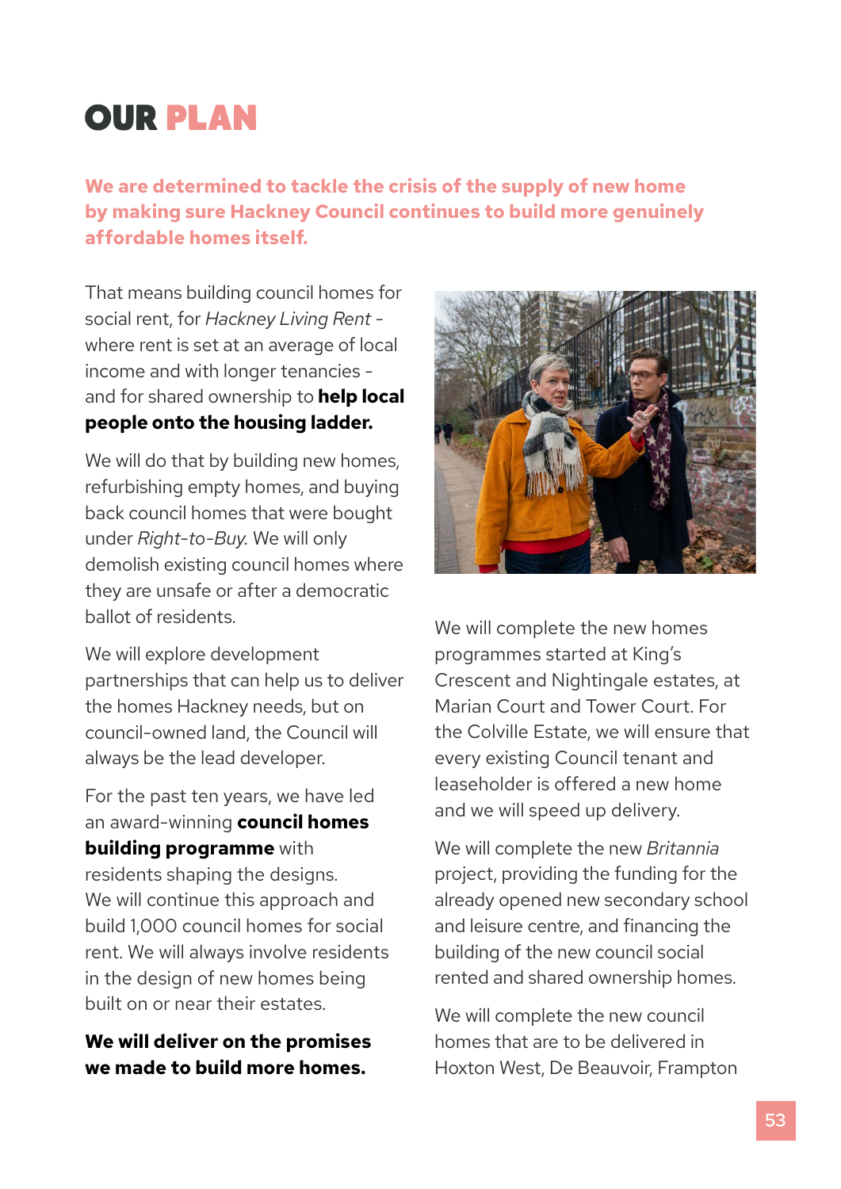# OUR PLAN

**We are determined to tackle the crisis of the supply of new home by making sure Hackney Council continues to build more genuinely affordable homes itself.**

That means building council homes for social rent, for *Hackney Living Rent* - where rent is set at an average of local income and with longer tenancies - and for shared ownership to **help local people onto the housing ladder.**

We will do that by building new homes, refurbishing empty homes, and buying back council homes that were bought under *Right-to-Buy.* We will only demolish existing council homes where they are unsafe or after a democratic ballot of residents.

We will explore development partnerships that can help us to deliver the homes Hackney needs, but on council-owned land, the Council will always be the lead developer.

For the past ten years, we have led an award-winning **council homes building programme** with residents shaping the designs. We will continue this approach and build 1,000 council homes for social rent. We will always involve residents in the design of new homes being built on or near their estates.

**We will deliver on the promises we made to build more homes.**

We will complete the new homes programmes started at King's Crescent and Nightingale estates, at Marian Court and Tower Court. For the Colville Estate, we will ensure that every existing Council tenant and leaseholder is offered a new home and we will speed up delivery.

We will complete the new *Britannia* project, providing the funding for the already opened new secondary school and leisure centre, and financing the building of the new council social rented and shared ownership homes.

We will complete the new council homes that are to be delivered in Hoxton West, De Beauvoir, Frampton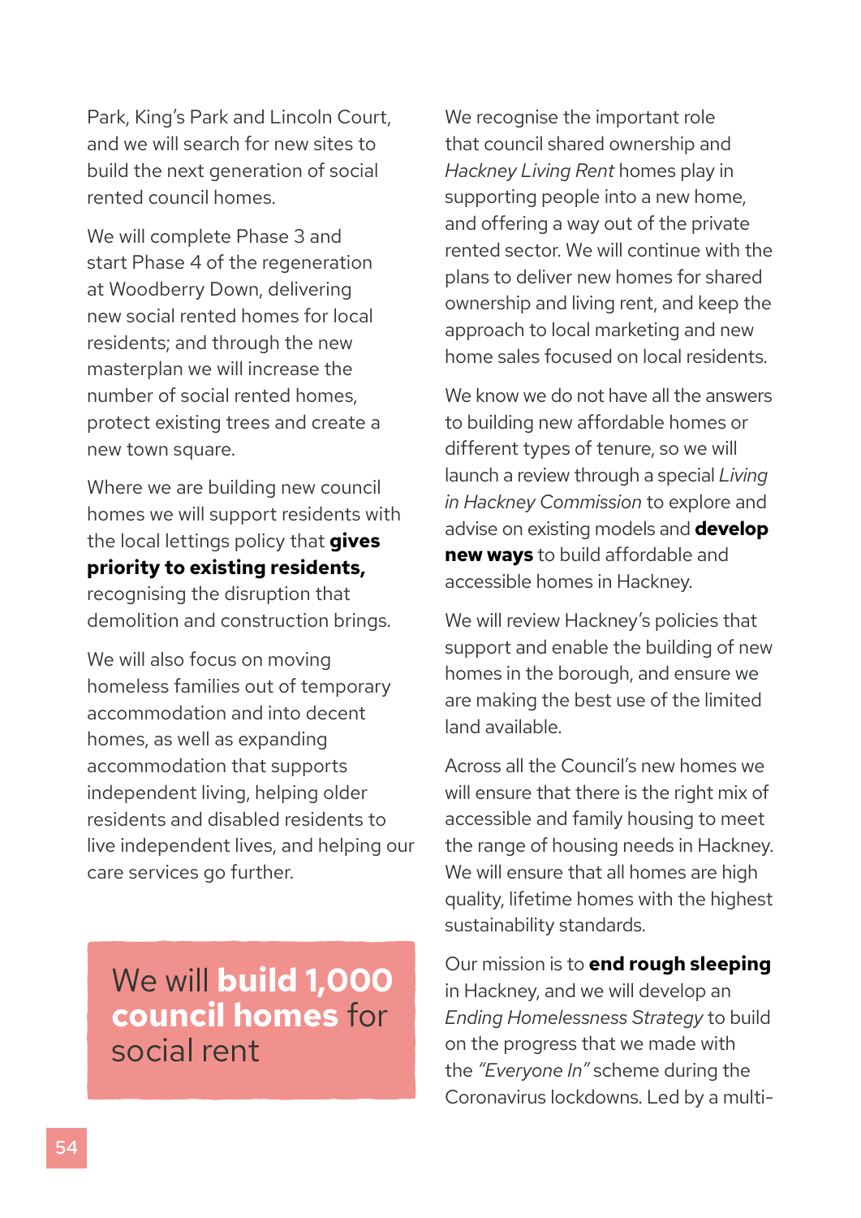Park, King's Park and Lincoln Court, and we will search for new sites to build the next generation of social rented council homes.

We will complete Phase 3 and start Phase 4 of the regeneration at Woodberry Down, delivering new social rented homes for local residents; and through the new masterplan we will increase the number of social rented homes, protect existing trees and create a new town square.

Where we are building new council homes we will support residents with the local lettings policy that **gives priority to existing residents,** recognising the disruption that demolition and construction brings.

We will also focus on moving homeless families out of temporary accommodation and into decent homes, as well as expanding accommodation that supports independent living, helping older residents and disabled residents to live independent lives, and helping our care services go further.

> We will **build 1,000 council homes** for social rent

We recognise the important role that council shared ownership and *Hackney Living Rent* homes play in supporting people into a new home, and offering a way out of the private rented sector. We will continue with the plans to deliver new homes for shared ownership and living rent, and keep the approach to local marketing and new home sales focused on local residents.

We know we do not have all the answers to building new affordable homes or different types of tenure, so we will launch a review through a special *Living in Hackney Commission* to explore and advise on existing models and **develop new ways** to build affordable and accessible homes in Hackney.

We will review Hackney's policies that support and enable the building of new homes in the borough, and ensure we are making the best use of the limited land available.

Across all the Council's new homes we will ensure that there is the right mix of accessible and family housing to meet the range of housing needs in Hackney. We will ensure that all homes are high quality, lifetime homes with the highest sustainability standards.

Our mission is to **end rough sleeping** in Hackney, and we will develop an *Ending Homelessness Strategy* to build on the progress that we made with the *"Everyone In"* scheme during the Coronavirus lockdowns. Led by a multi-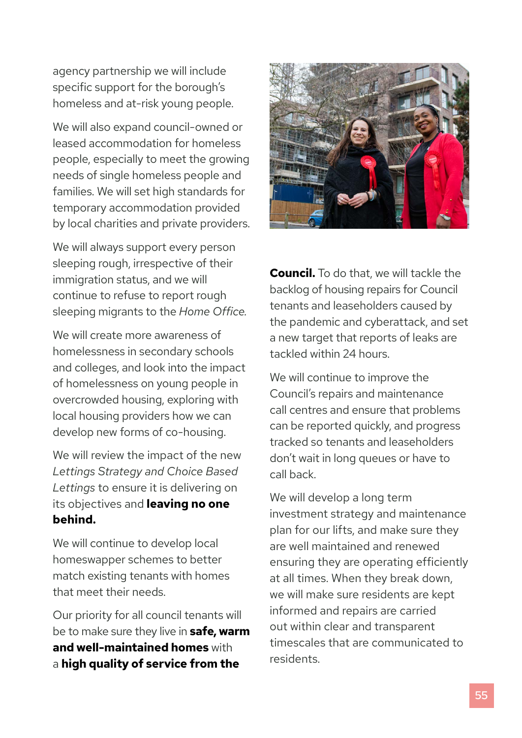agency partnership we will include specific support for the borough's homeless and at-risk young people.

We will also expand council-owned or leased accommodation for homeless people, especially to meet the growing needs of single homeless people and families. We will set high standards for temporary accommodation provided by local charities and private providers.

We will always support every person sleeping rough, irrespective of their immigration status, and we will continue to refuse to report rough sleeping migrants to the *Home Office*.

We will create more awareness of homelessness in secondary schools and colleges, and look into the impact of homelessness on young people in overcrowded housing, exploring with local housing providers how we can develop new forms of co-housing.

We will review the impact of the new *Lettings Strategy and Choice Based Lettings* to ensure it is delivering on its objectives and **leaving no one behind.**

We will continue to develop local homeswapper schemes to better match existing tenants with homes that meet their needs.

Our priority for all council tenants will be to make sure they live in **safe, warm and well-maintained homes** with a **high quality of service from the Council.** To do that, we will tackle the backlog of housing repairs for Council tenants and leaseholders caused by the pandemic and cyberattack, and set a new target that reports of leaks are tackled within 24 hours.

We will continue to improve the Council's repairs and maintenance call centres and ensure that problems can be reported quickly, and progress tracked so tenants and leaseholders don't wait in long queues or have to call back.

We will develop a long term investment strategy and maintenance plan for our lifts, and make sure they are well maintained and renewed ensuring they are operating efficiently at all times. When they break down, we will make sure residents are kept informed and repairs are carried out within clear and transparent timescales that are communicated to residents.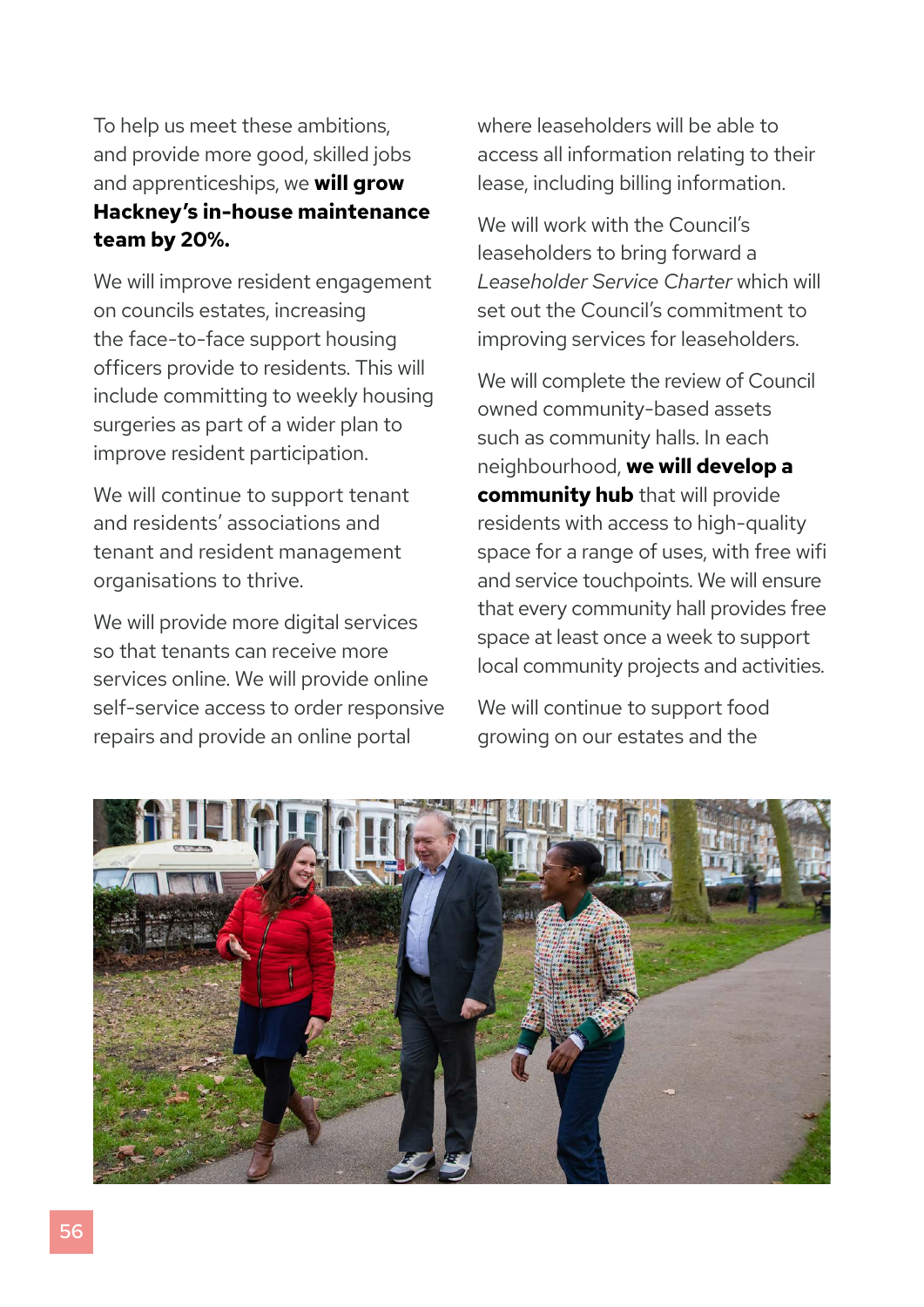To help us meet these ambitions, and provide more good, skilled jobs and apprenticeships, we **will grow Hackney's in-house maintenance team by 20%.**

We will improve resident engagement on councils estates, increasing the face-to-face support housing officers provide to residents. This will include committing to weekly housing surgeries as part of a wider plan to improve resident participation.

We will continue to support tenant and residents' associations and tenant and resident management organisations to thrive.

We will provide more digital services so that tenants can receive more services online. We will provide online self-service access to order responsive repairs and provide an online portal where leaseholders will be able to access all information relating to their lease, including billing information.

We will work with the Council's leaseholders to bring forward a *Leaseholder Service Charter* which will set out the Council's commitment to improving services for leaseholders.

We will complete the review of Council owned community-based assets such as community halls. In each neighbourhood, **we will develop a community hub** that will provide residents with access to high-quality space for a range of uses, with free wifi and service touchpoints. We will ensure that every community hall provides free space at least once a week to support local community projects and activities.

We will continue to support food growing on our estates and the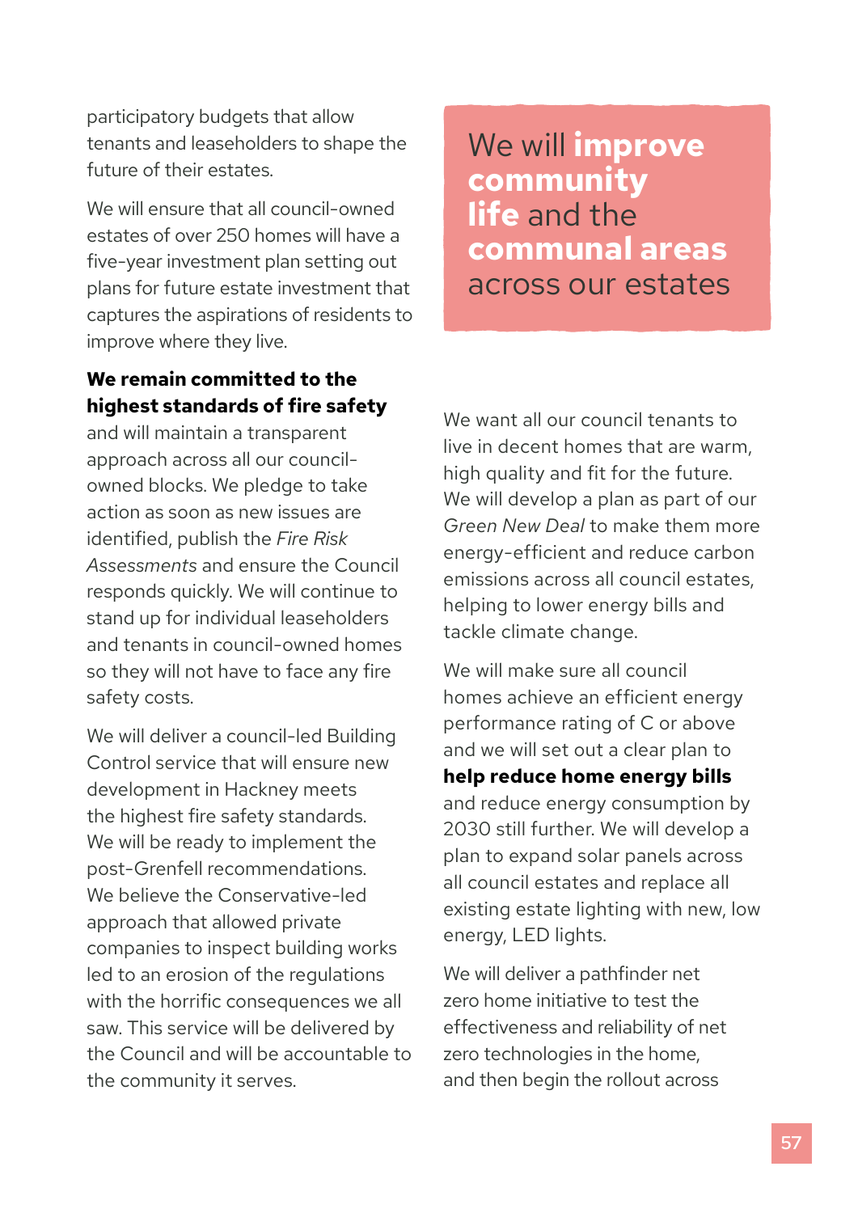participatory budgets that allow tenants and leaseholders to shape the future of their estates.

We will ensure that all council-owned estates of over 250 homes will have a five-year investment plan setting out plans for future estate investment that captures the aspirations of residents to improve where they live.

**We remain committed to the highest standards of fire safety** and will maintain a transparent approach across all our council-owned blocks. We pledge to take action as soon as new issues are identified, publish the *Fire Risk Assessments* and ensure the Council responds quickly. We will continue to stand up for individual leaseholders and tenants in council-owned homes so they will not have to face any fire safety costs.

We will deliver a council-led Building Control service that will ensure new development in Hackney meets the highest fire safety standards. We will be ready to implement the post-Grenfell recommendations. We believe the Conservative-led approach that allowed private companies to inspect building works led to an erosion of the regulations with the horrific consequences we all saw. This service will be delivered by the Council and will be accountable to the community it serves.

## We will **improve community life** and the **communal areas** across our estates

We want all our council tenants to live in decent homes that are warm, high quality and fit for the future. We will develop a plan as part of our *Green New Deal* to make them more energy-efficient and reduce carbon emissions across all council estates, helping to lower energy bills and tackle climate change.

We will make sure all council homes achieve an efficient energy performance rating of C or above and we will set out a clear plan to **help reduce home energy bills** and reduce energy consumption by 2030 still further. We will develop a plan to expand solar panels across all council estates and replace all existing estate lighting with new, low energy, LED lights.

We will deliver a pathfinder net zero home initiative to test the effectiveness and reliability of net zero technologies in the home, and then begin the rollout across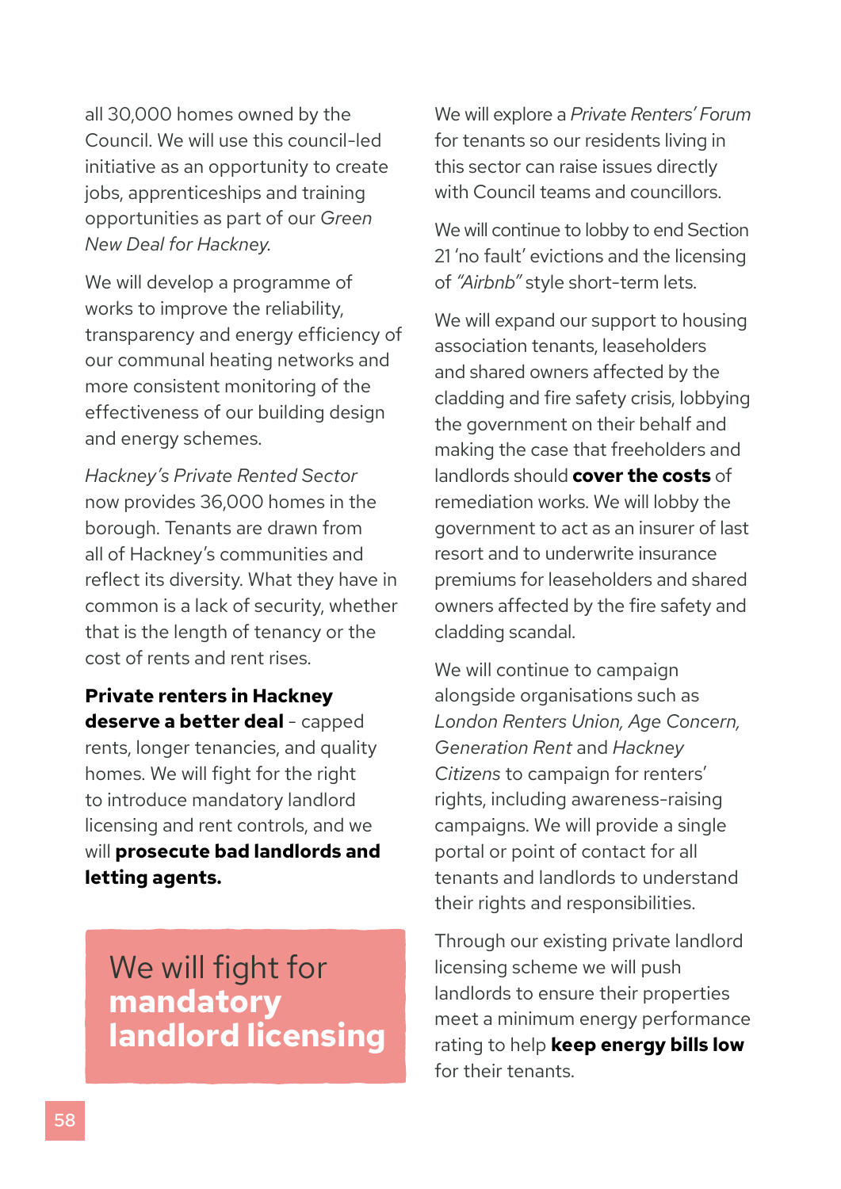all 30,000 homes owned by the Council. We will use this council-led initiative as an opportunity to create jobs, apprenticeships and training opportunities as part of our *Green New Deal for Hackney*.

We will develop a programme of works to improve the reliability, transparency and energy efficiency of our communal heating networks and more consistent monitoring of the effectiveness of our building design and energy schemes.

*Hackney's Private Rented Sector* now provides 36,000 homes in the borough. Tenants are drawn from all of Hackney's communities and reflect its diversity. What they have in common is a lack of security, whether that is the length of tenancy or the cost of rents and rent rises.

**Private renters in Hackney deserve a better deal** - capped rents, longer tenancies, and quality homes. We will fight for the right to introduce mandatory landlord licensing and rent controls, and we will **prosecute bad landlords and letting agents.**

> We will fight for **mandatory landlord licensing**

We will explore a *Private Renters' Forum* for tenants so our residents living in this sector can raise issues directly with Council teams and councillors.

We will continue to lobby to end Section 21 'no fault' evictions and the licensing of *"Airbnb"* style short-term lets.

We will expand our support to housing association tenants, leaseholders and shared owners affected by the cladding and fire safety crisis, lobbying the government on their behalf and making the case that freeholders and landlords should **cover the costs** of remediation works. We will lobby the government to act as an insurer of last resort and to underwrite insurance premiums for leaseholders and shared owners affected by the fire safety and cladding scandal.

We will continue to campaign alongside organisations such as *London Renters Union, Age Concern, Generation Rent* and *Hackney Citizens* to campaign for renters' rights, including awareness-raising campaigns. We will provide a single portal or point of contact for all tenants and landlords to understand their rights and responsibilities.

Through our existing private landlord licensing scheme we will push landlords to ensure their properties meet a minimum energy performance rating to help **keep energy bills low** for their tenants.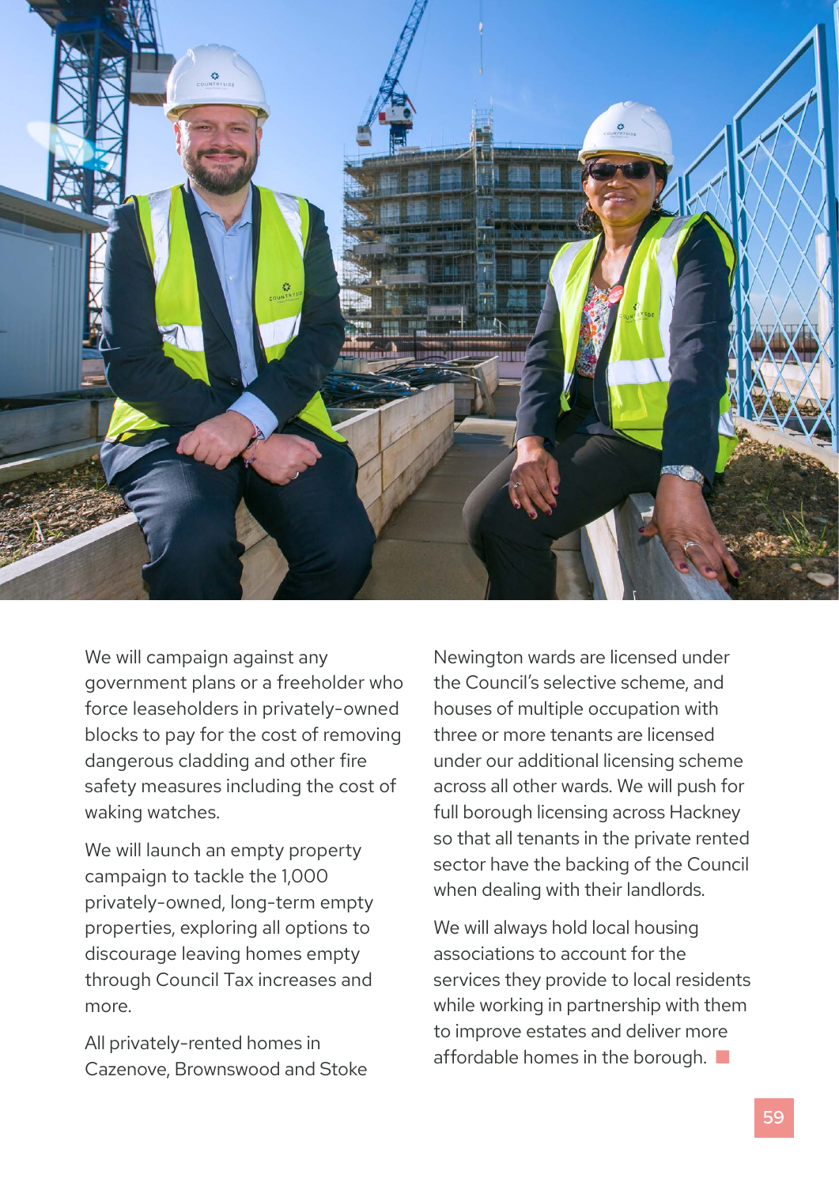We will campaign against any government plans or a freeholder who force leaseholders in privately-owned blocks to pay for the cost of removing dangerous cladding and other fire safety measures including the cost of waking watches.

We will launch an empty property campaign to tackle the 1,000 privately-owned, long-term empty properties, exploring all options to discourage leaving homes empty through Council Tax increases and more.

All privately-rented homes in Cazenove, Brownswood and Stoke Newington wards are licensed under the Council's selective scheme, and houses of multiple occupation with three or more tenants are licensed under our additional licensing scheme across all other wards. We will push for full borough licensing across Hackney so that all tenants in the private rented sector have the backing of the Council when dealing with their landlords.

We will always hold local housing associations to account for the services they provide to local residents while working in partnership with them to improve estates and deliver more affordable homes in the borough.